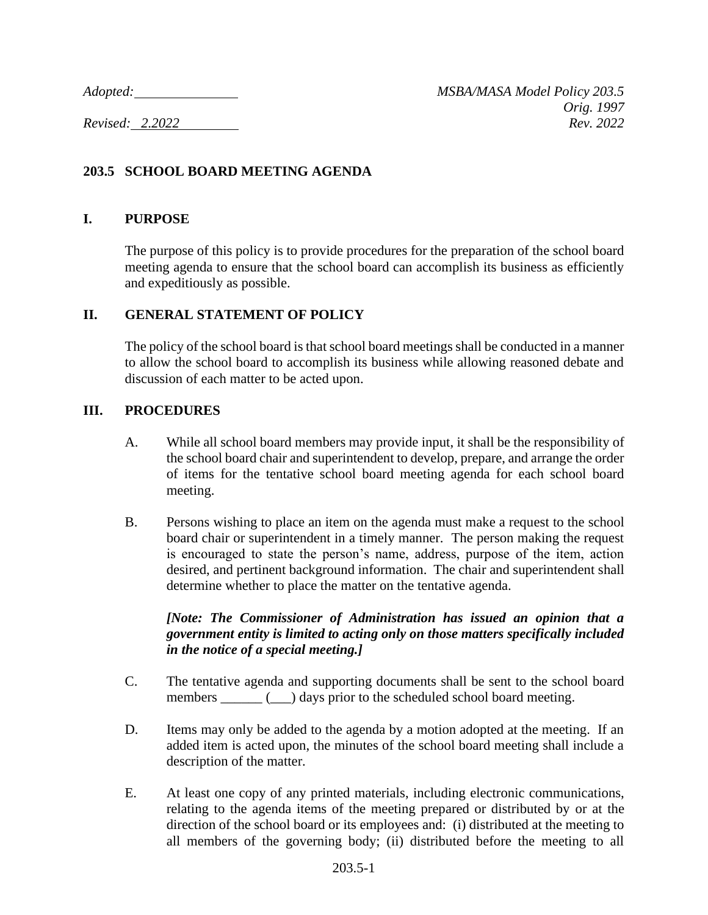*Adopted:* ______________ *MSBA/MASA Model Policy 203.5*
*Orig. 1997*
*Revised: 2.2022* *Rev. 2022*

## 203.5 SCHOOL BOARD MEETING AGENDA

### I. PURPOSE

The purpose of this policy is to provide procedures for the preparation of the school board meeting agenda to ensure that the school board can accomplish its business as efficiently and expeditiously as possible.

### II. GENERAL STATEMENT OF POLICY

The policy of the school board is that school board meetings shall be conducted in a manner to allow the school board to accomplish its business while allowing reasoned debate and discussion of each matter to be acted upon.

### III. PROCEDURES

A. While all school board members may provide input, it shall be the responsibility of the school board chair and superintendent to develop, prepare, and arrange the order of items for the tentative school board meeting agenda for each school board meeting.

B. Persons wishing to place an item on the agenda must make a request to the school board chair or superintendent in a timely manner. The person making the request is encouraged to state the person's name, address, purpose of the item, action desired, and pertinent background information. The chair and superintendent shall determine whether to place the matter on the tentative agenda.

***[Note: The Commissioner of Administration has issued an opinion that a government entity is limited to acting only on those matters specifically included in the notice of a special meeting.]***

C. The tentative agenda and supporting documents shall be sent to the school board members ______ (___) days prior to the scheduled school board meeting.

D. Items may only be added to the agenda by a motion adopted at the meeting. If an added item is acted upon, the minutes of the school board meeting shall include a description of the matter.

E. At least one copy of any printed materials, including electronic communications, relating to the agenda items of the meeting prepared or distributed by or at the direction of the school board or its employees and: (i) distributed at the meeting to all members of the governing body; (ii) distributed before the meeting to all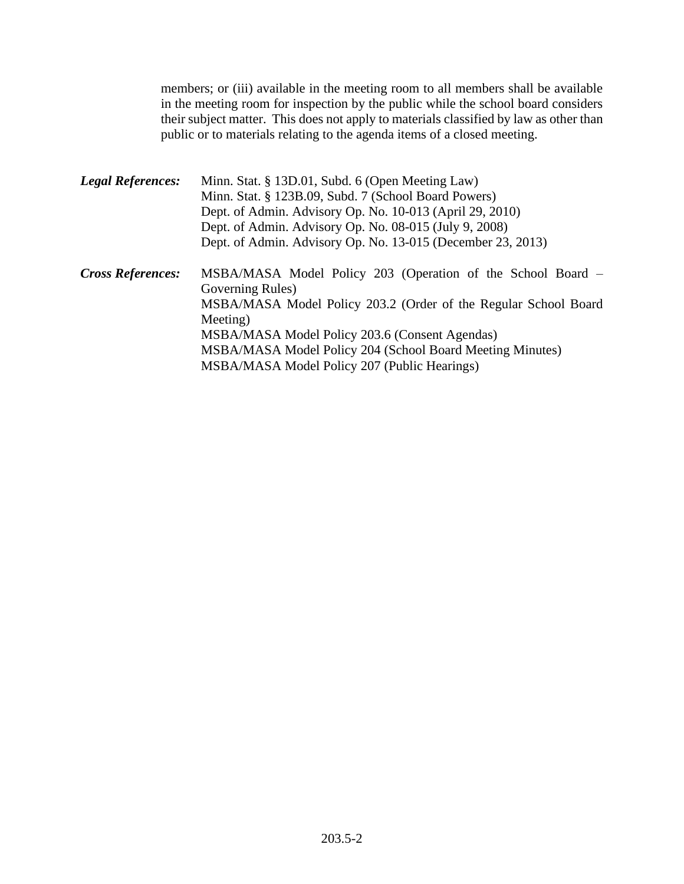members; or (iii) available in the meeting room to all members shall be available in the meeting room for inspection by the public while the school board considers their subject matter. This does not apply to materials classified by law as other than public or to materials relating to the agenda items of a closed meeting.

***Legal References:***
Minn. Stat. § 13D.01, Subd. 6 (Open Meeting Law)
Minn. Stat. § 123B.09, Subd. 7 (School Board Powers)
Dept. of Admin. Advisory Op. No. 10-013 (April 29, 2010)
Dept. of Admin. Advisory Op. No. 08-015 (July 9, 2008)
Dept. of Admin. Advisory Op. No. 13-015 (December 23, 2013)

***Cross References:***
MSBA/MASA Model Policy 203 (Operation of the School Board – Governing Rules)
MSBA/MASA Model Policy 203.2 (Order of the Regular School Board Meeting)
MSBA/MASA Model Policy 203.6 (Consent Agendas)
MSBA/MASA Model Policy 204 (School Board Meeting Minutes)
MSBA/MASA Model Policy 207 (Public Hearings)